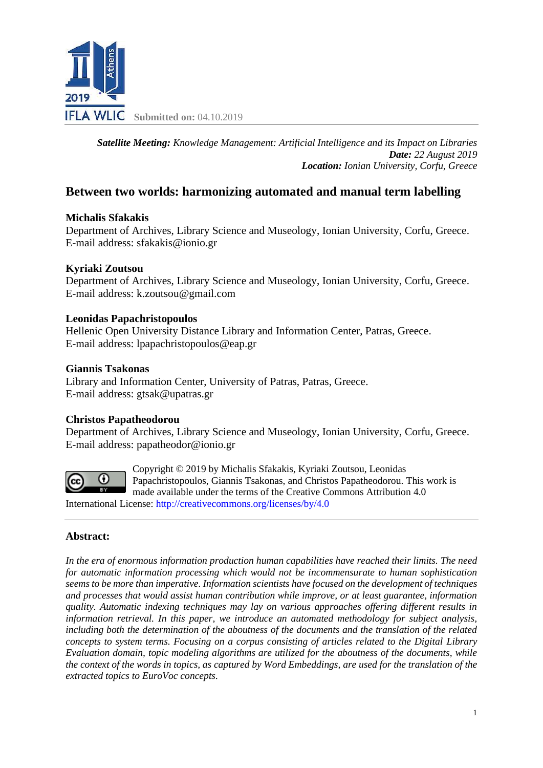IFLA WLIC 2019 Athens **Submitted on:** 04.10.2019

***Satellite Meeting:*** *Knowledge Management: Artificial Intelligence and its Impact on Libraries*
***Date:*** *22 August 2019*
***Location:*** *Ionian University, Corfu, Greece*

# Between two worlds: harmonizing automated and manual term labelling

**Michalis Sfakakis**
Department of Archives, Library Science and Museology, Ionian University, Corfu, Greece.
E-mail address: sfakakis@ionio.gr

**Kyriaki Zoutsou**
Department of Archives, Library Science and Museology, Ionian University, Corfu, Greece.
E-mail address: k.zoutsou@gmail.com

**Leonidas Papachristopoulos**
Hellenic Open University Distance Library and Information Center, Patras, Greece.
E-mail address: lpapachristopoulos@eap.gr

**Giannis Tsakonas**
Library and Information Center, University of Patras, Patras, Greece.
E-mail address: gtsak@upatras.gr

**Christos Papatheodorou**
Department of Archives, Library Science and Museology, Ionian University, Corfu, Greece.
E-mail address: papatheodor@ionio.gr

Copyright © 2019 by Michalis Sfakakis, Kyriaki Zoutsou, Leonidas Papachristopoulos, Giannis Tsakonas, and Christos Papatheodorou. This work is made available under the terms of the Creative Commons Attribution 4.0 International License: http://creativecommons.org/licenses/by/4.0

---

## Abstract:

*In the era of enormous information production human capabilities have reached their limits. The need for automatic information processing which would not be incommensurate to human sophistication seems to be more than imperative. Information scientists have focused on the development of techniques and processes that would assist human contribution while improve, or at least guarantee, information quality. Automatic indexing techniques may lay on various approaches offering different results in information retrieval. In this paper, we introduce an automated methodology for subject analysis, including both the determination of the aboutness of the documents and the translation of the related concepts to system terms. Focusing on a corpus consisting of articles related to the Digital Library Evaluation domain, topic modeling algorithms are utilized for the aboutness of the documents, while the context of the words in topics, as captured by Word Embeddings, are used for the translation of the extracted topics to EuroVoc concepts.*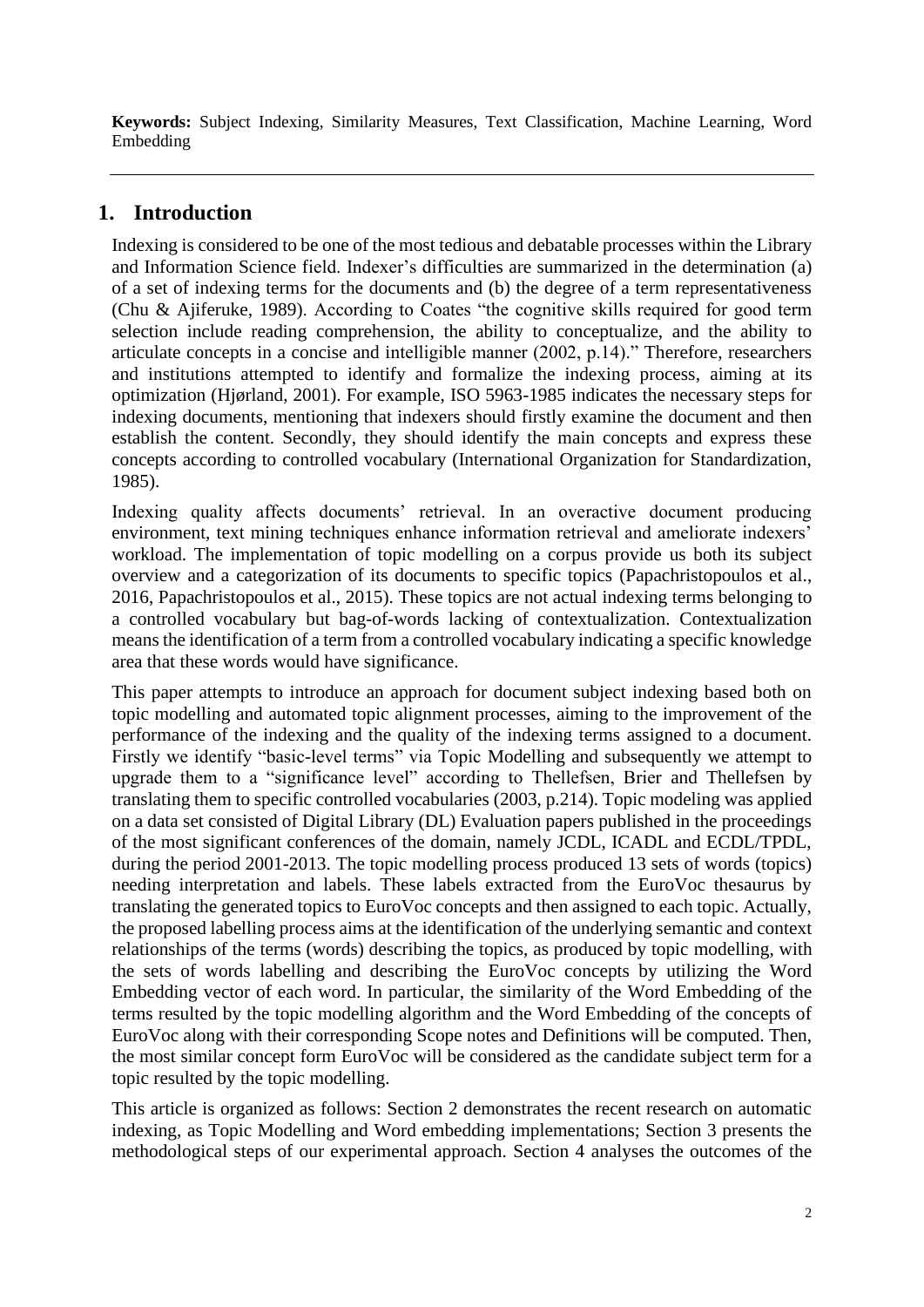**Keywords:** Subject Indexing, Similarity Measures, Text Classification, Machine Learning, Word Embedding

## 1. Introduction

Indexing is considered to be one of the most tedious and debatable processes within the Library and Information Science field. Indexer's difficulties are summarized in the determination (a) of a set of indexing terms for the documents and (b) the degree of a term representativeness (Chu & Ajiferuke, 1989). According to Coates "the cognitive skills required for good term selection include reading comprehension, the ability to conceptualize, and the ability to articulate concepts in a concise and intelligible manner (2002, p.14)." Therefore, researchers and institutions attempted to identify and formalize the indexing process, aiming at its optimization (Hjørland, 2001). For example, ISO 5963-1985 indicates the necessary steps for indexing documents, mentioning that indexers should firstly examine the document and then establish the content. Secondly, they should identify the main concepts and express these concepts according to controlled vocabulary (International Organization for Standardization, 1985).

Indexing quality affects documents' retrieval. In an overactive document producing environment, text mining techniques enhance information retrieval and ameliorate indexers' workload. The implementation of topic modelling on a corpus provide us both its subject overview and a categorization of its documents to specific topics (Papachristopoulos et al., 2016, Papachristopoulos et al., 2015). These topics are not actual indexing terms belonging to a controlled vocabulary but bag-of-words lacking of contextualization. Contextualization means the identification of a term from a controlled vocabulary indicating a specific knowledge area that these words would have significance.

This paper attempts to introduce an approach for document subject indexing based both on topic modelling and automated topic alignment processes, aiming to the improvement of the performance of the indexing and the quality of the indexing terms assigned to a document. Firstly we identify "basic-level terms" via Topic Modelling and subsequently we attempt to upgrade them to a "significance level" according to Thellefsen, Brier and Thellefsen by translating them to specific controlled vocabularies (2003, p.214). Topic modeling was applied on a data set consisted of Digital Library (DL) Evaluation papers published in the proceedings of the most significant conferences of the domain, namely JCDL, ICADL and ECDL/TPDL, during the period 2001-2013. The topic modelling process produced 13 sets of words (topics) needing interpretation and labels. These labels extracted from the EuroVoc thesaurus by translating the generated topics to EuroVoc concepts and then assigned to each topic. Actually, the proposed labelling process aims at the identification of the underlying semantic and context relationships of the terms (words) describing the topics, as produced by topic modelling, with the sets of words labelling and describing the EuroVoc concepts by utilizing the Word Embedding vector of each word. In particular, the similarity of the Word Embedding of the terms resulted by the topic modelling algorithm and the Word Embedding of the concepts of EuroVoc along with their corresponding Scope notes and Definitions will be computed. Then, the most similar concept form EuroVoc will be considered as the candidate subject term for a topic resulted by the topic modelling.

This article is organized as follows: Section 2 demonstrates the recent research on automatic indexing, as Topic Modelling and Word embedding implementations; Section 3 presents the methodological steps of our experimental approach. Section 4 analyses the outcomes of the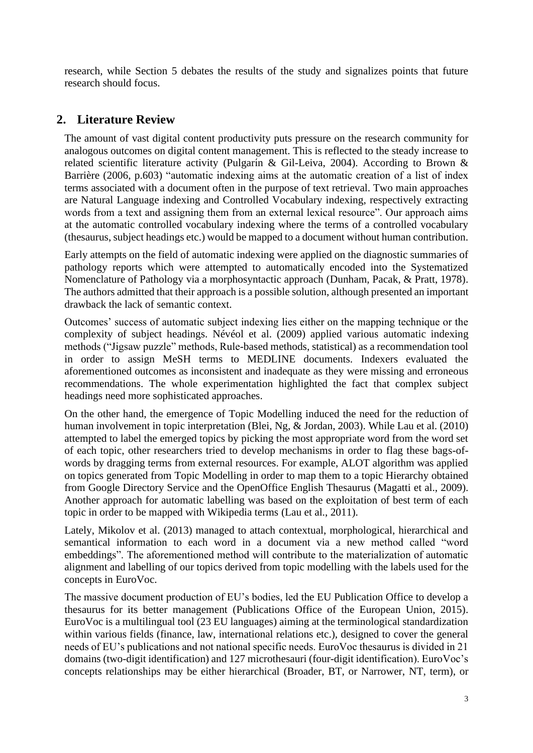research, while Section 5 debates the results of the study and signalizes points that future research should focus.

## 2. Literature Review

The amount of vast digital content productivity puts pressure on the research community for analogous outcomes on digital content management. This is reflected to the steady increase to related scientific literature activity (Pulgarín & Gil-Leiva, 2004). According to Brown & Barrière (2006, p.603) "automatic indexing aims at the automatic creation of a list of index terms associated with a document often in the purpose of text retrieval. Two main approaches are Natural Language indexing and Controlled Vocabulary indexing, respectively extracting words from a text and assigning them from an external lexical resource". Our approach aims at the automatic controlled vocabulary indexing where the terms of a controlled vocabulary (thesaurus, subject headings etc.) would be mapped to a document without human contribution.

Early attempts on the field of automatic indexing were applied on the diagnostic summaries of pathology reports which were attempted to automatically encoded into the Systematized Nomenclature of Pathology via a morphosyntactic approach (Dunham, Pacak, & Pratt, 1978). The authors admitted that their approach is a possible solution, although presented an important drawback the lack of semantic context.

Outcomes' success of automatic subject indexing lies either on the mapping technique or the complexity of subject headings. Névéol et al. (2009) applied various automatic indexing methods ("Jigsaw puzzle" methods, Rule-based methods, statistical) as a recommendation tool in order to assign MeSH terms to MEDLINE documents. Indexers evaluated the aforementioned outcomes as inconsistent and inadequate as they were missing and erroneous recommendations. The whole experimentation highlighted the fact that complex subject headings need more sophisticated approaches.

On the other hand, the emergence of Topic Modelling induced the need for the reduction of human involvement in topic interpretation (Blei, Ng, & Jordan, 2003). While Lau et al. (2010) attempted to label the emerged topics by picking the most appropriate word from the word set of each topic, other researchers tried to develop mechanisms in order to flag these bags-of-words by dragging terms from external resources. For example, ALOT algorithm was applied on topics generated from Topic Modelling in order to map them to a topic Hierarchy obtained from Google Directory Service and the OpenOffice English Thesaurus (Magatti et al., 2009). Another approach for automatic labelling was based on the exploitation of best term of each topic in order to be mapped with Wikipedia terms (Lau et al., 2011).

Lately, Mikolov et al. (2013) managed to attach contextual, morphological, hierarchical and semantical information to each word in a document via a new method called "word embeddings". The aforementioned method will contribute to the materialization of automatic alignment and labelling of our topics derived from topic modelling with the labels used for the concepts in EuroVoc.

The massive document production of EU's bodies, led the EU Publication Office to develop a thesaurus for its better management (Publications Office of the European Union, 2015). EuroVoc is a multilingual tool (23 EU languages) aiming at the terminological standardization within various fields (finance, law, international relations etc.), designed to cover the general needs of EU's publications and not national specific needs. EuroVoc thesaurus is divided in 21 domains (two-digit identification) and 127 microthesauri (four-digit identification). EuroVoc's concepts relationships may be either hierarchical (Broader, BT, or Narrower, NT, term), or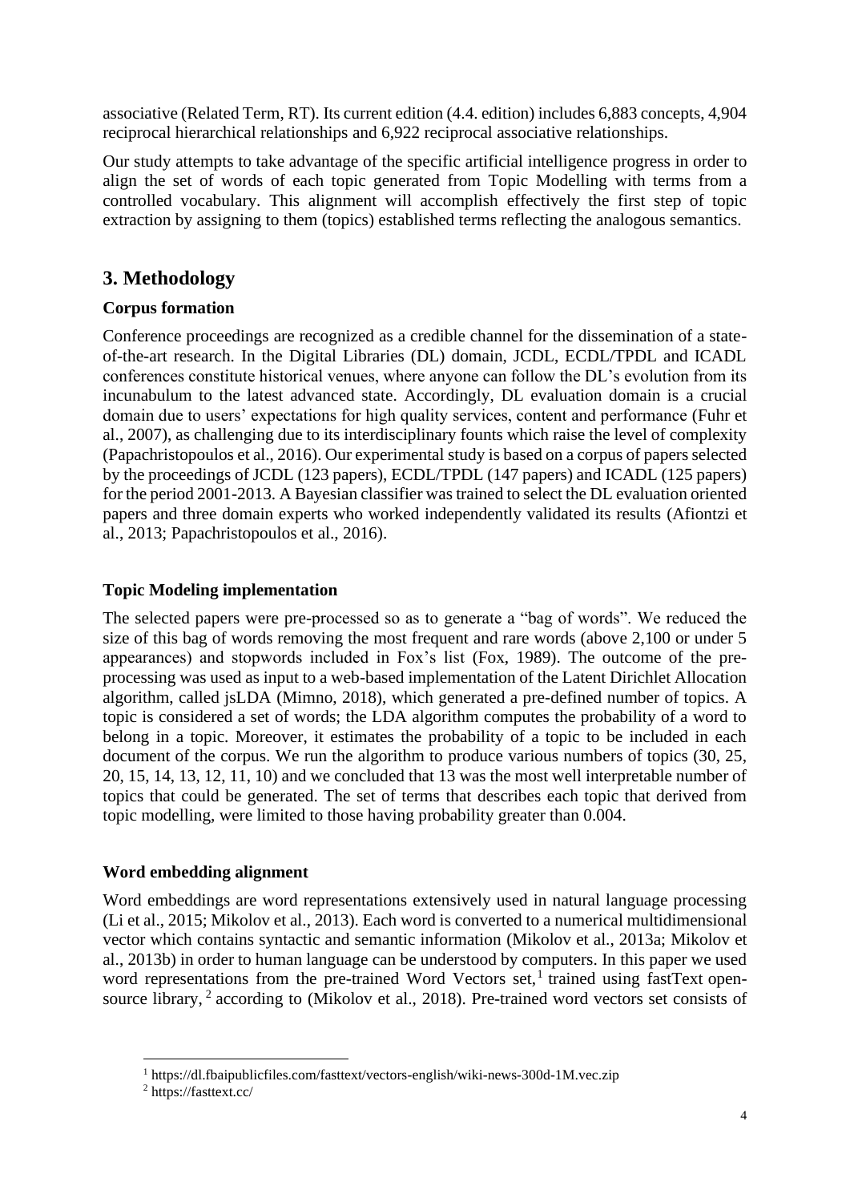associative (Related Term, RT). Its current edition (4.4. edition) includes 6,883 concepts, 4,904 reciprocal hierarchical relationships and 6,922 reciprocal associative relationships.

Our study attempts to take advantage of the specific artificial intelligence progress in order to align the set of words of each topic generated from Topic Modelling with terms from a controlled vocabulary. This alignment will accomplish effectively the first step of topic extraction by assigning to them (topics) established terms reflecting the analogous semantics.

## 3. Methodology

### Corpus formation

Conference proceedings are recognized as a credible channel for the dissemination of a state-of-the-art research. In the Digital Libraries (DL) domain, JCDL, ECDL/TPDL and ICADL conferences constitute historical venues, where anyone can follow the DL's evolution from its incunabulum to the latest advanced state. Accordingly, DL evaluation domain is a crucial domain due to users' expectations for high quality services, content and performance (Fuhr et al., 2007), as challenging due to its interdisciplinary founts which raise the level of complexity (Papachristopoulos et al., 2016). Our experimental study is based on a corpus of papers selected by the proceedings of JCDL (123 papers), ECDL/TPDL (147 papers) and ICADL (125 papers) for the period 2001-2013. A Bayesian classifier was trained to select the DL evaluation oriented papers and three domain experts who worked independently validated its results (Afiontzi et al., 2013; Papachristopoulos et al., 2016).

### Topic Modeling implementation

The selected papers were pre-processed so as to generate a "bag of words". We reduced the size of this bag of words removing the most frequent and rare words (above 2,100 or under 5 appearances) and stopwords included in Fox's list (Fox, 1989). The outcome of the pre-processing was used as input to a web-based implementation of the Latent Dirichlet Allocation algorithm, called jsLDA (Mimno, 2018), which generated a pre-defined number of topics. A topic is considered a set of words; the LDA algorithm computes the probability of a word to belong in a topic. Moreover, it estimates the probability of a topic to be included in each document of the corpus. We run the algorithm to produce various numbers of topics (30, 25, 20, 15, 14, 13, 12, 11, 10) and we concluded that 13 was the most well interpretable number of topics that could be generated. The set of terms that describes each topic that derived from topic modelling, were limited to those having probability greater than 0.004.

### Word embedding alignment

Word embeddings are word representations extensively used in natural language processing (Li et al., 2015; Mikolov et al., 2013). Each word is converted to a numerical multidimensional vector which contains syntactic and semantic information (Mikolov et al., 2013a; Mikolov et al., 2013b) in order to human language can be understood by computers. In this paper we used word representations from the pre-trained Word Vectors set,[1] trained using fastText open-source library,[2] according to (Mikolov et al., 2018). Pre-trained word vectors set consists of

[1] https://dl.fbaipublicfiles.com/fasttext/vectors-english/wiki-news-300d-1M.vec.zip

[2] https://fasttext.cc/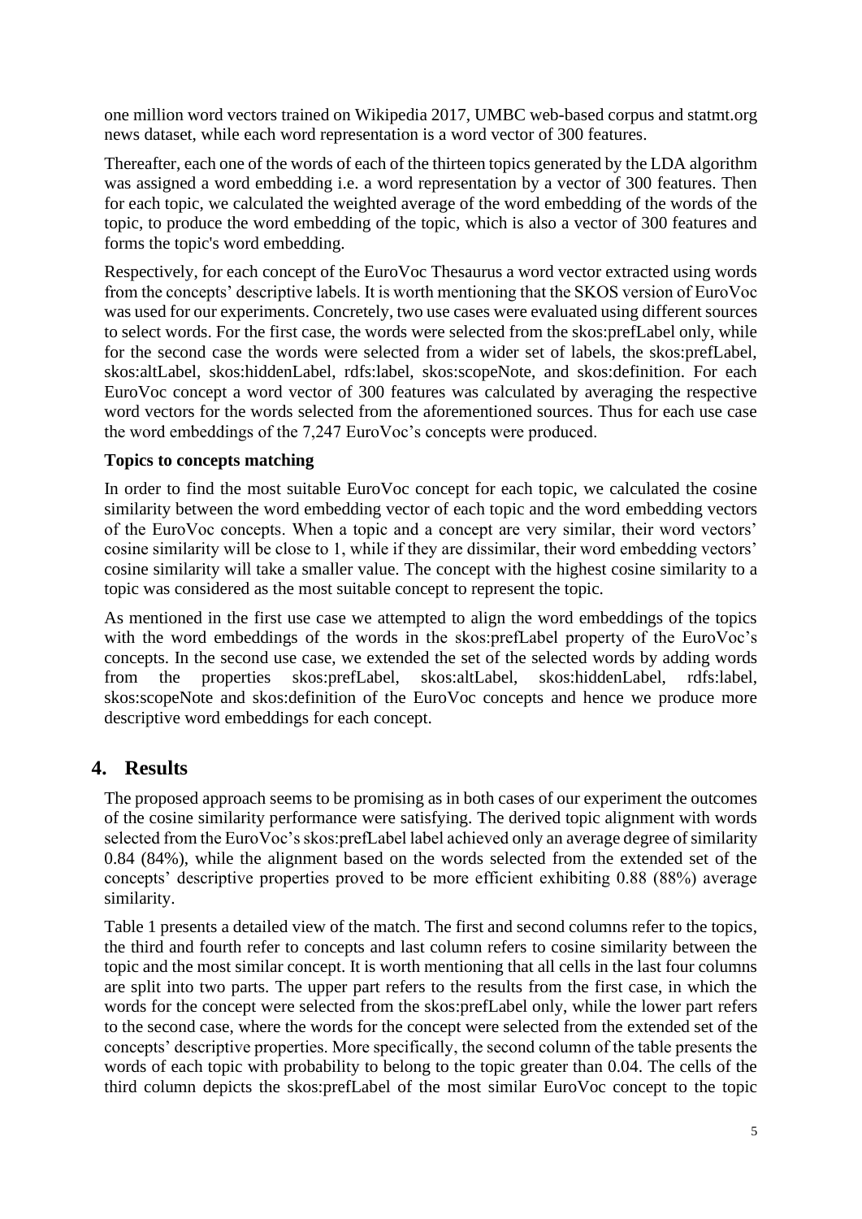one million word vectors trained on Wikipedia 2017, UMBC web-based corpus and statmt.org news dataset, while each word representation is a word vector of 300 features.

Thereafter, each one of the words of each of the thirteen topics generated by the LDA algorithm was assigned a word embedding i.e. a word representation by a vector of 300 features. Then for each topic, we calculated the weighted average of the word embedding of the words of the topic, to produce the word embedding of the topic, which is also a vector of 300 features and forms the topic's word embedding.

Respectively, for each concept of the EuroVoc Thesaurus a word vector extracted using words from the concepts' descriptive labels. It is worth mentioning that the SKOS version of EuroVoc was used for our experiments. Concretely, two use cases were evaluated using different sources to select words. For the first case, the words were selected from the skos:prefLabel only, while for the second case the words were selected from a wider set of labels, the skos:prefLabel, skos:altLabel, skos:hiddenLabel, rdfs:label, skos:scopeNote, and skos:definition. For each EuroVoc concept a word vector of 300 features was calculated by averaging the respective word vectors for the words selected from the aforementioned sources. Thus for each use case the word embeddings of the 7,247 EuroVoc's concepts were produced.

**Topics to concepts matching**

In order to find the most suitable EuroVoc concept for each topic, we calculated the cosine similarity between the word embedding vector of each topic and the word embedding vectors of the EuroVoc concepts. When a topic and a concept are very similar, their word vectors' cosine similarity will be close to 1, while if they are dissimilar, their word embedding vectors' cosine similarity will take a smaller value. The concept with the highest cosine similarity to a topic was considered as the most suitable concept to represent the topic.

As mentioned in the first use case we attempted to align the word embeddings of the topics with the word embeddings of the words in the skos:prefLabel property of the EuroVoc's concepts. In the second use case, we extended the set of the selected words by adding words from the properties skos:prefLabel, skos:altLabel, skos:hiddenLabel, rdfs:label, skos:scopeNote and skos:definition of the EuroVoc concepts and hence we produce more descriptive word embeddings for each concept.

## 4. Results

The proposed approach seems to be promising as in both cases of our experiment the outcomes of the cosine similarity performance were satisfying. The derived topic alignment with words selected from the EuroVoc's skos:prefLabel label achieved only an average degree of similarity 0.84 (84%), while the alignment based on the words selected from the extended set of the concepts' descriptive properties proved to be more efficient exhibiting 0.88 (88%) average similarity.

Table 1 presents a detailed view of the match. The first and second columns refer to the topics, the third and fourth refer to concepts and last column refers to cosine similarity between the topic and the most similar concept. It is worth mentioning that all cells in the last four columns are split into two parts. The upper part refers to the results from the first case, in which the words for the concept were selected from the skos:prefLabel only, while the lower part refers to the second case, where the words for the concept were selected from the extended set of the concepts' descriptive properties. More specifically, the second column of the table presents the words of each topic with probability to belong to the topic greater than 0.04. The cells of the third column depicts the skos:prefLabel of the most similar EuroVoc concept to the topic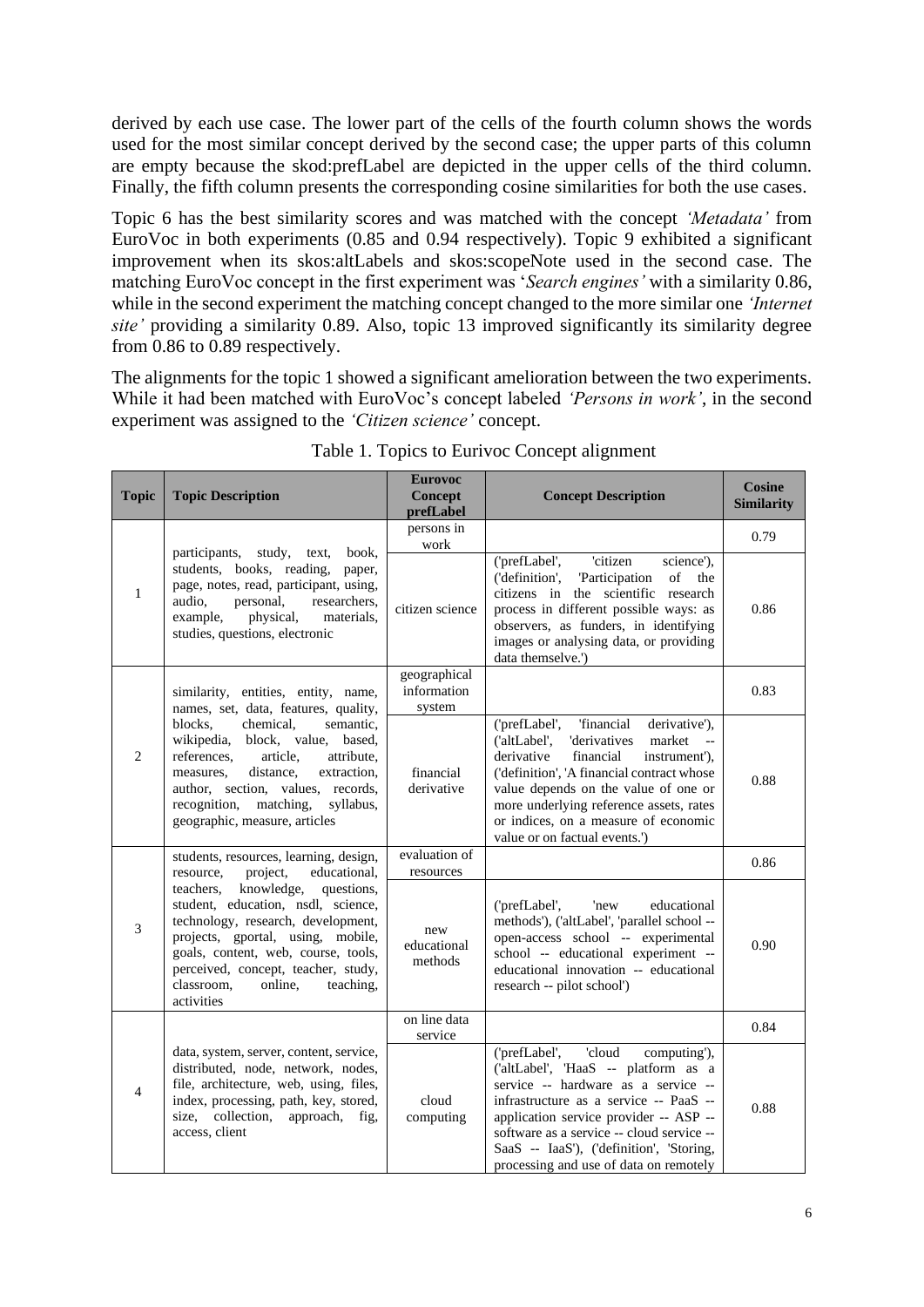derived by each use case. The lower part of the cells of the fourth column shows the words used for the most similar concept derived by the second case; the upper parts of this column are empty because the skod:prefLabel are depicted in the upper cells of the third column. Finally, the fifth column presents the corresponding cosine similarities for both the use cases.

Topic 6 has the best similarity scores and was matched with the concept *'Metadata'* from EuroVoc in both experiments (0.85 and 0.94 respectively). Topic 9 exhibited a significant improvement when its skos:altLabels and skos:scopeNote used in the second case. The matching EuroVoc concept in the first experiment was '*Search engines'* with a similarity 0.86, while in the second experiment the matching concept changed to the more similar one *'Internet site'* providing a similarity 0.89. Also, topic 13 improved significantly its similarity degree from 0.86 to 0.89 respectively.

The alignments for the topic 1 showed a significant amelioration between the two experiments. While it had been matched with EuroVoc's concept labeled *'Persons in work'*, in the second experiment was assigned to the *'Citizen science'* concept.

Table 1. Topics to Eurivoc Concept alignment

| Topic | Topic Description | Eurovoc Concept prefLabel | Concept Description | Cosine Similarity |
|---|---|---|---|---|
| 1 | participants, study, text, book, students, books, reading, paper, page, notes, read, participant, using, audio, personal, researchers, example, physical, materials, studies, questions, electronic | persons in work | | 0.79 |
| | | citizen science | ('prefLabel', 'citizen science'), ('definition', 'Participation of the citizens in the scientific research process in different possible ways: as observers, as funders, in identifying images or analysing data, or providing data themselve.') | 0.86 |
| 2 | similarity, entities, entity, name, names, set, data, features, quality, blocks, chemical, semantic, wikipedia, block, value, based, references, article, attribute, measures, distance, extraction, author, section, values, records, recognition, matching, syllabus, geographic, measure, articles | geographical information system | | 0.83 |
| | | financial derivative | ('prefLabel', 'financial derivative'), ('altLabel', 'derivatives market -- derivative financial instrument'), ('definition', 'A financial contract whose value depends on the value of one or more underlying reference assets, rates or indices, on a measure of economic value or on factual events.') | 0.88 |
| 3 | students, resources, learning, design, resource, project, educational, teachers, knowledge, questions, student, education, nsdl, science, technology, research, development, projects, gportal, using, mobile, goals, content, web, course, tools, perceived, concept, teacher, study, classroom, online, teaching, activities | evaluation of resources | | 0.86 |
| | | new educational methods | ('prefLabel', 'new educational methods'), ('altLabel', 'parallel school -- open-access school -- experimental school -- educational experiment -- educational innovation -- educational research -- pilot school') | 0.90 |
| 4 | data, system, server, content, service, distributed, node, network, nodes, file, architecture, web, using, files, index, processing, path, key, stored, size, collection, approach, fig, access, client | on line data service | | 0.84 |
| | | cloud computing | ('prefLabel', 'cloud computing'), ('altLabel', 'HaaS -- platform as a service -- hardware as a service -- infrastructure as a service -- PaaS -- application service provider -- ASP -- software as a service -- cloud service -- SaaS -- IaaS'), ('definition', 'Storing, processing and use of data on remotely | 0.88 |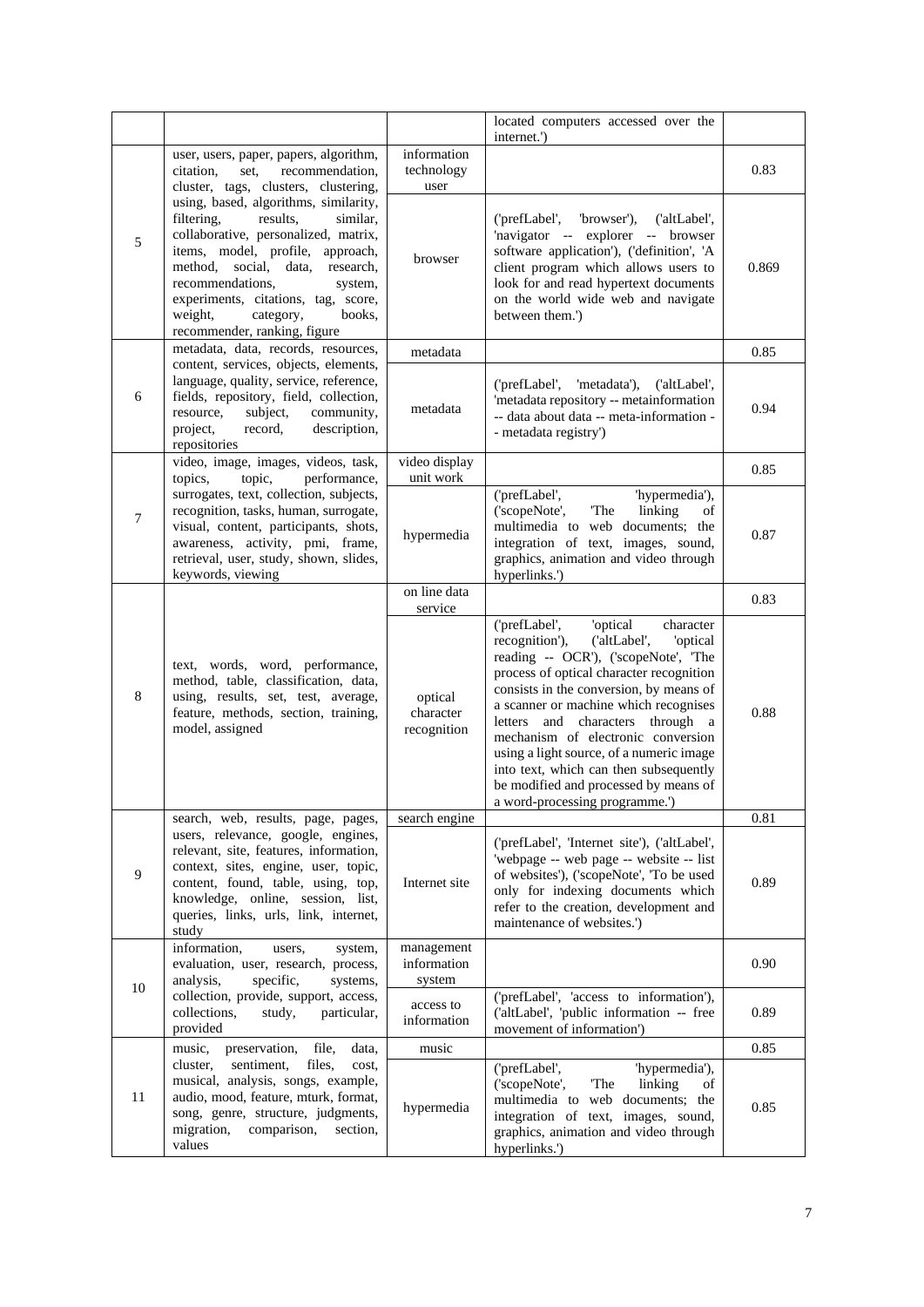| | | | located computers accessed over the internet.') | |
|---|---|---|---|---|
| 5 | user, users, paper, papers, algorithm, citation, set, recommendation, cluster, tags, clusters, clustering, using, based, algorithms, similarity, filtering, results, similar, collaborative, personalized, matrix, items, model, profile, approach, method, social, data, research, recommendations, system, experiments, citations, tag, score, weight, category, books, recommender, ranking, figure | information technology user | | 0.83 |
| | | browser | ('prefLabel', 'browser'), ('altLabel', 'navigator -- explorer -- browser software application'), ('definition', 'A client program which allows users to look for and read hypertext documents on the world wide web and navigate between them.') | 0.869 |
| 6 | metadata, data, records, resources, content, services, objects, elements, language, quality, service, reference, fields, repository, field, collection, resource, subject, community, project, record, description, repositories | metadata | | 0.85 |
| | | metadata | ('prefLabel', 'metadata'), ('altLabel', 'metadata repository -- metainformation -- data about data -- meta-information -- metadata registry') | 0.94 |
| 7 | video, image, images, videos, task, topics, topic, performance, surrogates, text, collection, subjects, recognition, tasks, human, surrogate, visual, content, participants, shots, awareness, activity, pmi, frame, retrieval, user, study, shown, slides, keywords, viewing | video display unit work | | 0.85 |
| | | hypermedia | ('prefLabel', 'hypermedia'), ('scopeNote', 'The linking of multimedia to web documents; the integration of text, images, sound, graphics, animation and video through hyperlinks.') | 0.87 |
| 8 | text, words, word, performance, method, table, classification, data, using, results, set, test, average, feature, methods, section, training, model, assigned | on line data service | | 0.83 |
| | | optical character recognition | ('prefLabel', 'optical character recognition'), ('altLabel', 'optical reading -- OCR'), ('scopeNote', 'The process of optical character recognition consists in the conversion, by means of a scanner or machine which recognises letters and characters through a mechanism of electronic conversion using a light source, of a numeric image into text, which can then subsequently be modified and processed by means of a word-processing programme.') | 0.88 |
| 9 | search, web, results, page, pages, users, relevance, google, engines, relevant, site, features, information, context, sites, engine, user, topic, content, found, table, using, top, knowledge, online, session, list, queries, links, urls, link, internet, study | search engine | | 0.81 |
| | | Internet site | ('prefLabel', 'Internet site'), ('altLabel', 'webpage -- web page -- website -- list of websites'), ('scopeNote', 'To be used only for indexing documents which refer to the creation, development and maintenance of websites.') | 0.89 |
| 10 | information, users, system, evaluation, user, research, process, analysis, specific, systems, collection, provide, support, access, collections, study, particular, provided | management information system | | 0.90 |
| | | access to information | ('prefLabel', 'access to information'), ('altLabel', 'public information -- free movement of information') | 0.89 |
| 11 | music, preservation, file, data, cluster, sentiment, files, cost, musical, analysis, songs, example, audio, mood, feature, mturk, format, song, genre, structure, judgments, migration, comparison, section, values | music | | 0.85 |
| | | hypermedia | ('prefLabel', 'hypermedia'), ('scopeNote', 'The linking of multimedia to web documents; the integration of text, images, sound, graphics, animation and video through hyperlinks.') | 0.85 |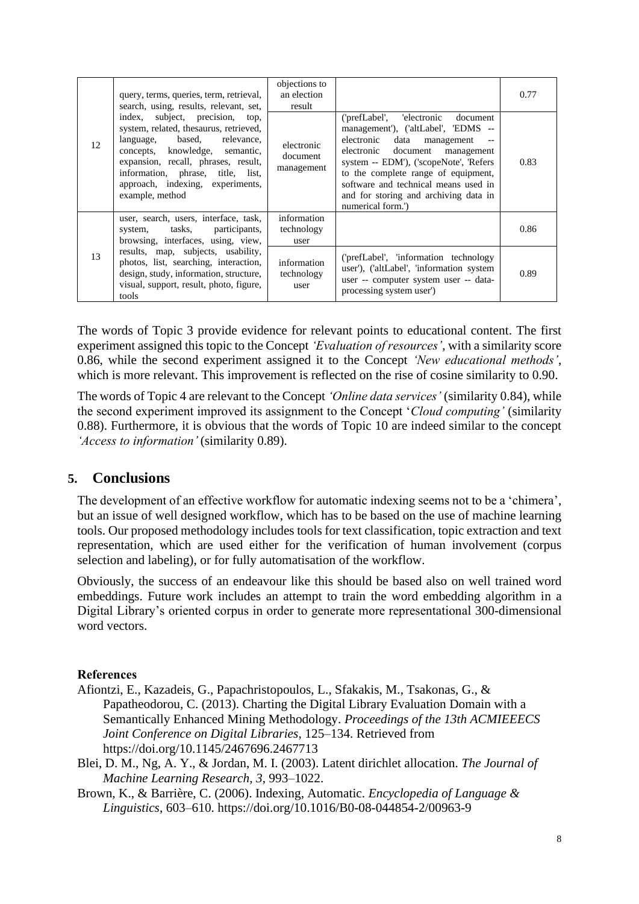| 12 | query, terms, queries, term, retrieval, search, using, results, relevant, set, index, subject, precision, top, system, related, thesaurus, retrieved, language, based, relevance, concepts, knowledge, semantic, expansion, recall, phrases, result, information, phrase, title, list, approach, indexing, experiments, example, method | objections to an election result | | 0.77 |
|---|---|---|---|---|
| | | electronic document management | ('prefLabel', 'electronic document management'), ('altLabel', 'EDMS -- electronic data management -- electronic document management system -- EDM'), ('scopeNote', 'Refers to the complete range of equipment, software and technical means used in and for storing and archiving data in numerical form.') | 0.83 |
| 13 | user, search, users, interface, task, system, tasks, participants, browsing, interfaces, using, view, results, map, subjects, usability, photos, list, searching, interaction, design, study, information, structure, visual, support, result, photo, figure, tools | information technology user | | 0.86 |
| | | information technology user | ('prefLabel', 'information technology user'), ('altLabel', 'information system user -- computer system user -- data-processing system user') | 0.89 |

The words of Topic 3 provide evidence for relevant points to educational content. The first experiment assigned this topic to the Concept *'Evaluation of resources'*, with a similarity score 0.86, while the second experiment assigned it to the Concept *'New educational methods'*, which is more relevant. This improvement is reflected on the rise of cosine similarity to 0.90.

The words of Topic 4 are relevant to the Concept *'Online data services'* (similarity 0.84), while the second experiment improved its assignment to the Concept '*Cloud computing'* (similarity 0.88). Furthermore, it is obvious that the words of Topic 10 are indeed similar to the concept *'Access to information'* (similarity 0.89).

## 5. Conclusions

The development of an effective workflow for automatic indexing seems not to be a 'chimera', but an issue of well designed workflow, which has to be based on the use of machine learning tools. Our proposed methodology includes tools for text classification, topic extraction and text representation, which are used either for the verification of human involvement (corpus selection and labeling), or for fully automatisation of the workflow.

Obviously, the success of an endeavour like this should be based also on well trained word embeddings. Future work includes an attempt to train the word embedding algorithm in a Digital Library's oriented corpus in order to generate more representational 300-dimensional word vectors.

**References**

Afiontzi, E., Kazadeis, G., Papachristopoulos, L., Sfakakis, M., Tsakonas, G., & Papatheodorou, C. (2013). Charting the Digital Library Evaluation Domain with a Semantically Enhanced Mining Methodology. *Proceedings of the 13th ACMIEEECS Joint Conference on Digital Libraries*, 125–134. Retrieved from https://doi.org/10.1145/2467696.2467713

Blei, D. M., Ng, A. Y., & Jordan, M. I. (2003). Latent dirichlet allocation. *The Journal of Machine Learning Research*, *3*, 993–1022.

Brown, K., & Barrière, C. (2006). Indexing, Automatic. *Encyclopedia of Language & Linguistics*, 603–610. https://doi.org/10.1016/B0-08-044854-2/00963-9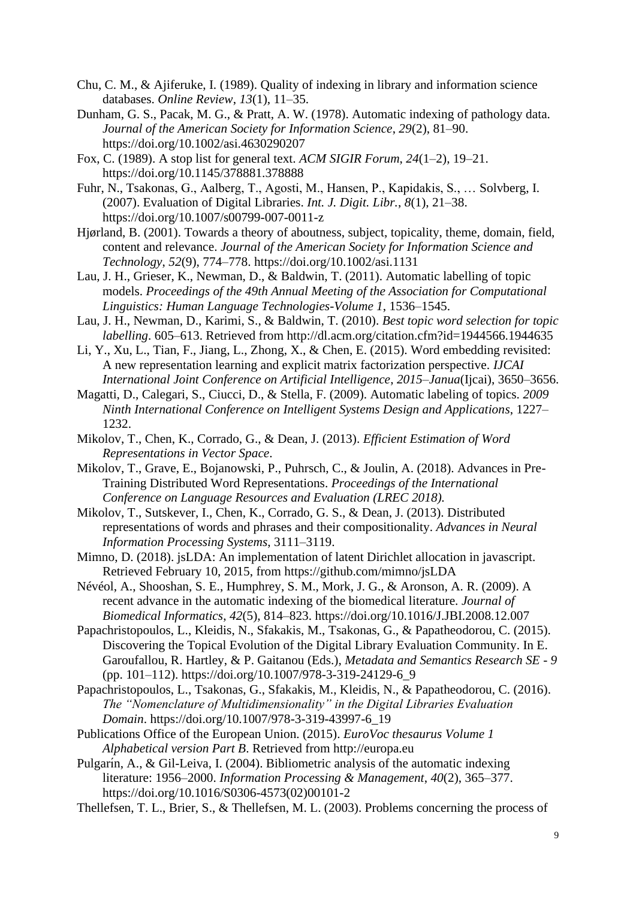Chu, C. M., & Ajiferuke, I. (1989). Quality of indexing in library and information science databases. *Online Review*, *13*(1), 11–35.

Dunham, G. S., Pacak, M. G., & Pratt, A. W. (1978). Automatic indexing of pathology data. *Journal of the American Society for Information Science*, *29*(2), 81–90. https://doi.org/10.1002/asi.4630290207

Fox, C. (1989). A stop list for general text. *ACM SIGIR Forum*, *24*(1–2), 19–21. https://doi.org/10.1145/378881.378888

Fuhr, N., Tsakonas, G., Aalberg, T., Agosti, M., Hansen, P., Kapidakis, S., … Solvberg, I. (2007). Evaluation of Digital Libraries. *Int. J. Digit. Libr.*, *8*(1), 21–38. https://doi.org/10.1007/s00799-007-0011-z

Hjørland, B. (2001). Towards a theory of aboutness, subject, topicality, theme, domain, field, content and relevance. *Journal of the American Society for Information Science and Technology*, *52*(9), 774–778. https://doi.org/10.1002/asi.1131

Lau, J. H., Grieser, K., Newman, D., & Baldwin, T. (2011). Automatic labelling of topic models. *Proceedings of the 49th Annual Meeting of the Association for Computational Linguistics: Human Language Technologies-Volume 1*, 1536–1545.

Lau, J. H., Newman, D., Karimi, S., & Baldwin, T. (2010). *Best topic word selection for topic labelling*. 605–613. Retrieved from http://dl.acm.org/citation.cfm?id=1944566.1944635

Li, Y., Xu, L., Tian, F., Jiang, L., Zhong, X., & Chen, E. (2015). Word embedding revisited: A new representation learning and explicit matrix factorization perspective. *IJCAI International Joint Conference on Artificial Intelligence*, *2015–Janua*(Ijcai), 3650–3656.

Magatti, D., Calegari, S., Ciucci, D., & Stella, F. (2009). Automatic labeling of topics. *2009 Ninth International Conference on Intelligent Systems Design and Applications*, 1227–1232.

Mikolov, T., Chen, K., Corrado, G., & Dean, J. (2013). *Efficient Estimation of Word Representations in Vector Space*.

Mikolov, T., Grave, E., Bojanowski, P., Puhrsch, C., & Joulin, A. (2018). Advances in Pre-Training Distributed Word Representations. *Proceedings of the International Conference on Language Resources and Evaluation (LREC 2018).*

Mikolov, T., Sutskever, I., Chen, K., Corrado, G. S., & Dean, J. (2013). Distributed representations of words and phrases and their compositionality. *Advances in Neural Information Processing Systems*, 3111–3119.

Mimno, D. (2018). jsLDA: An implementation of latent Dirichlet allocation in javascript. Retrieved February 10, 2015, from https://github.com/mimno/jsLDA

Névéol, A., Shooshan, S. E., Humphrey, S. M., Mork, J. G., & Aronson, A. R. (2009). A recent advance in the automatic indexing of the biomedical literature. *Journal of Biomedical Informatics*, *42*(5), 814–823. https://doi.org/10.1016/J.JBI.2008.12.007

Papachristopoulos, L., Kleidis, N., Sfakakis, M., Tsakonas, G., & Papatheodorou, C. (2015). Discovering the Topical Evolution of the Digital Library Evaluation Community. In E. Garoufallou, R. Hartley, & P. Gaitanou (Eds.), *Metadata and Semantics Research SE - 9* (pp. 101–112). https://doi.org/10.1007/978-3-319-24129-6_9

Papachristopoulos, L., Tsakonas, G., Sfakakis, M., Kleidis, N., & Papatheodorou, C. (2016). *The "Nomenclature of Multidimensionality" in the Digital Libraries Evaluation Domain*. https://doi.org/10.1007/978-3-319-43997-6_19

Publications Office of the European Union. (2015). *EuroVoc thesaurus Volume 1 Alphabetical version Part B*. Retrieved from http://europa.eu

Pulgarín, A., & Gil-Leiva, I. (2004). Bibliometric analysis of the automatic indexing literature: 1956–2000. *Information Processing & Management*, *40*(2), 365–377. https://doi.org/10.1016/S0306-4573(02)00101-2

Thellefsen, T. L., Brier, S., & Thellefsen, M. L. (2003). Problems concerning the process of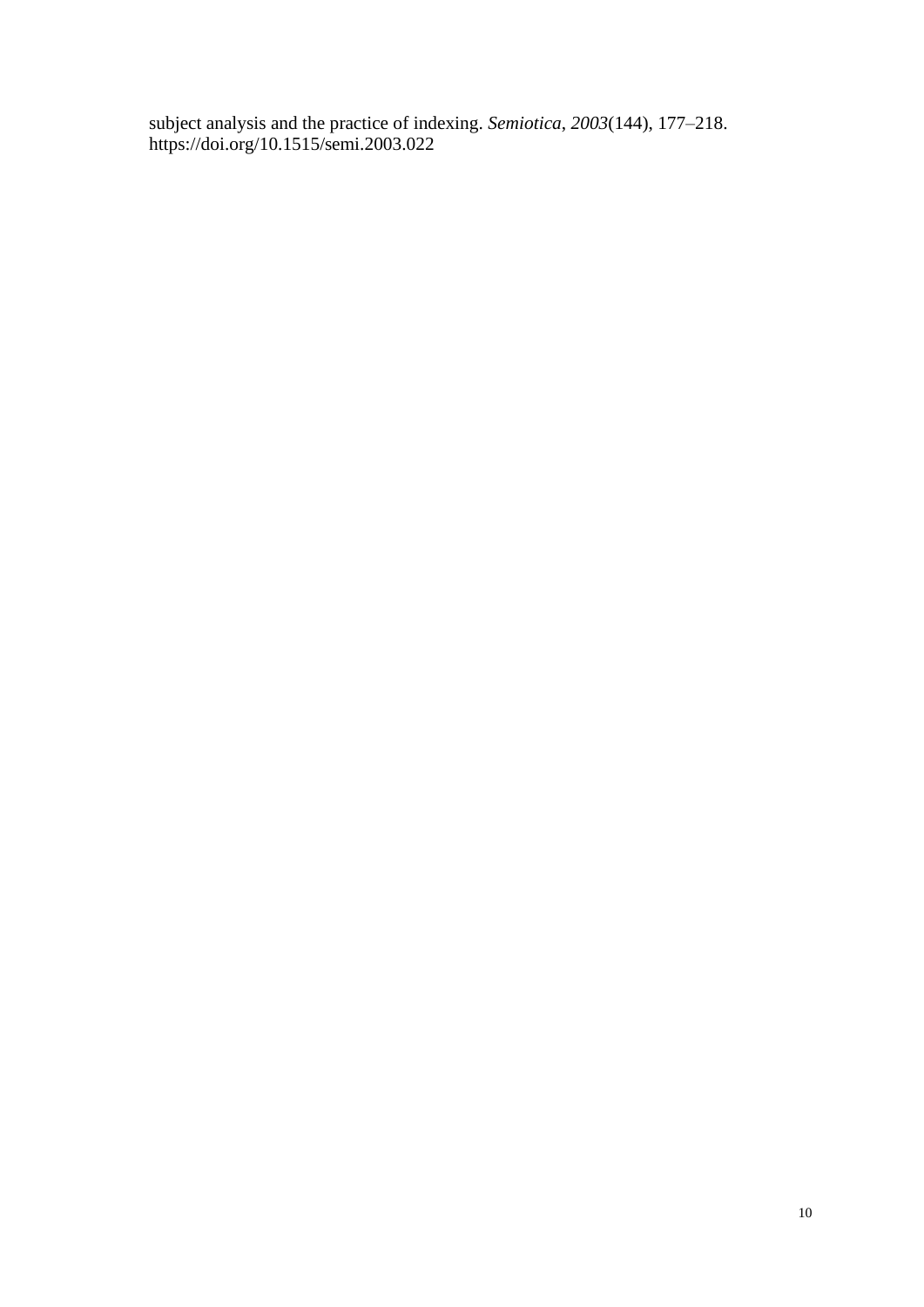subject analysis and the practice of indexing. *Semiotica*, *2003*(144), 177–218. https://doi.org/10.1515/semi.2003.022